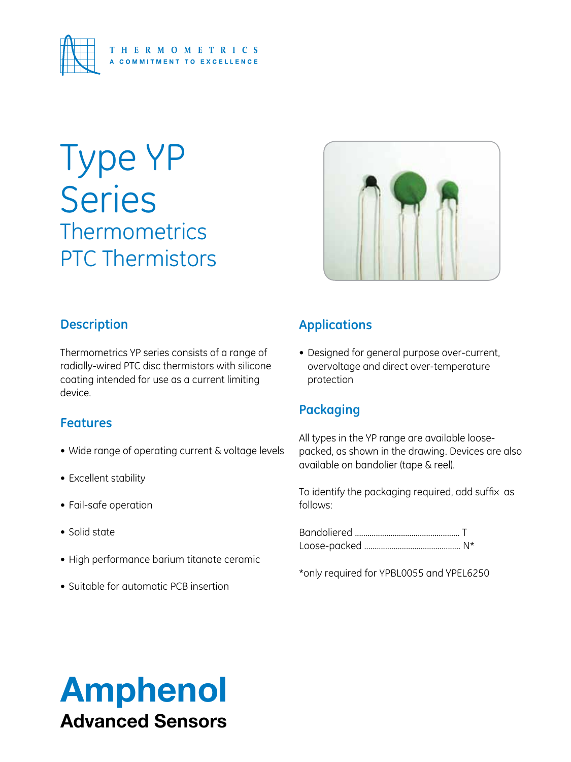THERMOMETRICS
A COMMITMENT TO EXCELLENCE

# Type YP Series

## Thermometrics PTC Thermistors

## Description

Thermometrics YP series consists of a range of radially-wired PTC disc thermistors with silicone coating intended for use as a current limiting device.

## Features

- Wide range of operating current & voltage levels
- Excellent stability
- Fail-safe operation
- Solid state
- High performance barium titanate ceramic
- Suitable for automatic PCB insertion

## Applications

- Designed for general purpose over-current, overvoltage and direct over-temperature protection

## Packaging

All types in the YP range are available loose-packed, as shown in the drawing. Devices are also available on bandolier (tape & reel).

To identify the packaging required, add suffix as follows:

Bandoliered .................................................. T
Loose-packed ............................................. N*

*only required for YPBL0055 and YPEL6250

**Amphenol**
**Advanced Sensors**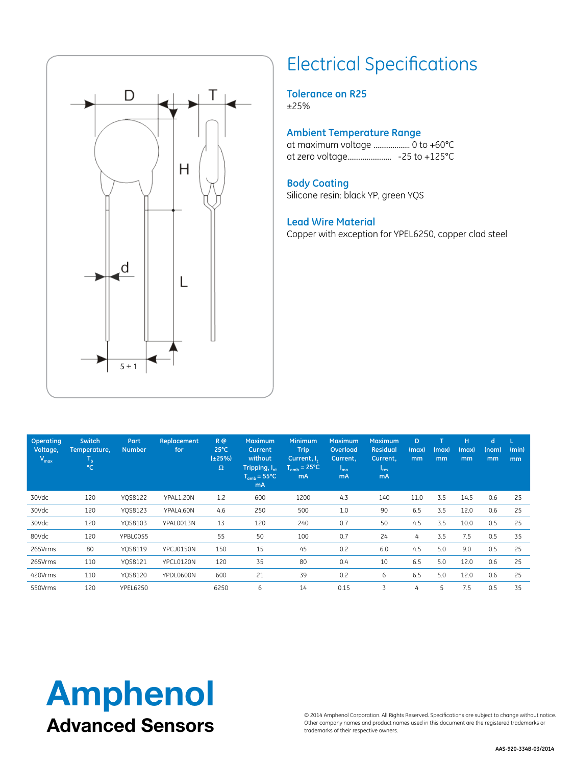D

T

H

d

L

5 ± 1

# Electrical Specifications

### Tolerance on R25

±25%

### Ambient Temperature Range

at maximum voltage .................. 0 to +60°C
at zero voltage....................... -25 to +125°C

### Body Coating

Silicone resin: black YP, green YQS

### Lead Wire Material

Copper with exception for YPEL6250, copper clad steel

| Operating Voltage, $V_{max}$ | Switch Temperature, $T_b$ °C | Part Number | Replacement for | R @ 25°C (±25%) Ω | Maximum Current without Tripping, $I_{nt}$ $T_{amb}$ = 55°C mA | Minimum Trip Current, $I_t$ $T_{amb}$ = 25°C mA | Maximum Overload Current, $I_{mo}$ mA | Maximum Residual Current, $I_{res}$ mA | D (max) mm | T (max) mm | H (max) mm | d (nom) mm | L (min) mm |
|---|---|---|---|---|---|---|---|---|---|---|---|---|---|
| 30Vdc | 120 | YQS8122 | YPAL1.20N | 1.2 | 600 | 1200 | 4.3 | 140 | 11.0 | 3.5 | 14.5 | 0.6 | 25 |
| 30Vdc | 120 | YQS8123 | YPAL4.60N | 4.6 | 250 | 500 | 1.0 | 90 | 6.5 | 3.5 | 12.0 | 0.6 | 25 |
| 30Vdc | 120 | YQS8103 | YPAL0013N | 13 | 120 | 240 | 0.7 | 50 | 4.5 | 3.5 | 10.0 | 0.5 | 25 |
| 80Vdc | 120 | YPBL0055 | | 55 | 50 | 100 | 0.7 | 24 | 4 | 3.5 | 7.5 | 0.5 | 35 |
| 265Vrms | 80 | YQS8119 | YPCJ0150N | 150 | 15 | 45 | 0.2 | 6.0 | 4.5 | 5.0 | 9.0 | 0.5 | 25 |
| 265Vrms | 110 | YQS8121 | YPCL0120N | 120 | 35 | 80 | 0.4 | 10 | 6.5 | 5.0 | 12.0 | 0.6 | 25 |
| 420Vrms | 110 | YQS8120 | YPDL0600N | 600 | 21 | 39 | 0.2 | 6 | 6.5 | 5.0 | 12.0 | 0.6 | 25 |
| 550Vrms | 120 | YPEL6250 | | 6250 | 6 | 14 | 0.15 | 3 | 4 | 5 | 7.5 | 0.5 | 35 |

**Amphenol**
**Advanced Sensors**

© 2014 Amphenol Corporation. All Rights Reserved. Specifications are subject to change without notice. Other company names and product names used in this document are the registered trademarks or trademarks of their respective owners.

AAS-920-334B-03/2014